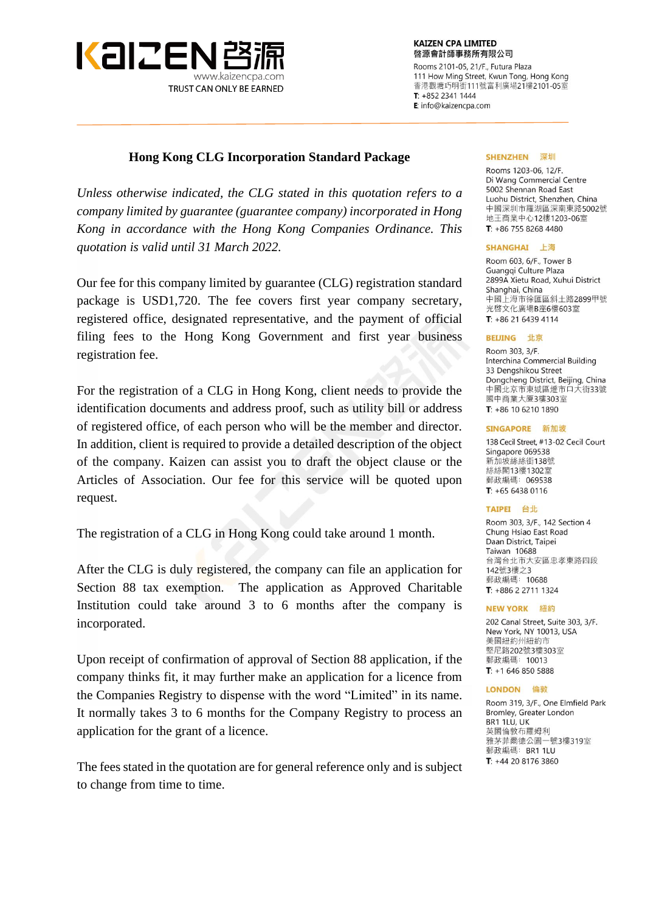# Hong Kong CLG Incorporation Standard Package

*Unless otherwise indicated, the CLG stated in this quotation refers to a company limited by guarantee (guarantee company) incorporated in Hong Kong in accordance with the Hong Kong Companies Ordinance. This quotation is valid until 31 March 2022.*

Our fee for this company limited by guarantee (CLG) registration standard package is USD1,720. The fee covers first year company secretary, registered office, designated representative, and the payment of official filing fees to the Hong Kong Government and first year business registration fee.

For the registration of a CLG in Hong Kong, client needs to provide the identification documents and address proof, such as utility bill or address of registered office, of each person who will be the member and director. In addition, client is required to provide a detailed description of the object of the company. Kaizen can assist you to draft the object clause or the Articles of Association. Our fee for this service will be quoted upon request.

The registration of a CLG in Hong Kong could take around 1 month.

After the CLG is duly registered, the company can file an application for Section 88 tax exemption. The application as Approved Charitable Institution could take around 3 to 6 months after the company is incorporated.

Upon receipt of confirmation of approval of Section 88 application, if the company thinks fit, it may further make an application for a licence from the Companies Registry to dispense with the word "Limited" in its name. It normally takes 3 to 6 months for the Company Registry to process an application for the grant of a licence.

The fees stated in the quotation are for general reference only and is subject to change from time to time.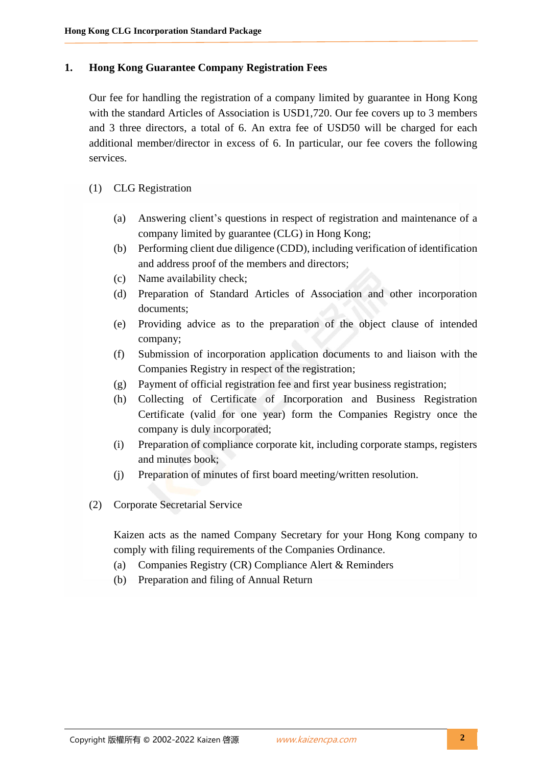## 1. Hong Kong Guarantee Company Registration Fees

Our fee for handling the registration of a company limited by guarantee in Hong Kong with the standard Articles of Association is USD1,720. Our fee covers up to 3 members and 3 three directors, a total of 6. An extra fee of USD50 will be charged for each additional member/director in excess of 6. In particular, our fee covers the following services.

(1) CLG Registration

- (a) Answering client's questions in respect of registration and maintenance of a company limited by guarantee (CLG) in Hong Kong;
- (b) Performing client due diligence (CDD), including verification of identification and address proof of the members and directors;
- (c) Name availability check;
- (d) Preparation of Standard Articles of Association and other incorporation documents;
- (e) Providing advice as to the preparation of the object clause of intended company;
- (f) Submission of incorporation application documents to and liaison with the Companies Registry in respect of the registration;
- (g) Payment of official registration fee and first year business registration;
- (h) Collecting of Certificate of Incorporation and Business Registration Certificate (valid for one year) form the Companies Registry once the company is duly incorporated;
- (i) Preparation of compliance corporate kit, including corporate stamps, registers and minutes book;
- (j) Preparation of minutes of first board meeting/written resolution.

(2) Corporate Secretarial Service

Kaizen acts as the named Company Secretary for your Hong Kong company to comply with filing requirements of the Companies Ordinance.

- (a) Companies Registry (CR) Compliance Alert & Reminders
- (b) Preparation and filing of Annual Return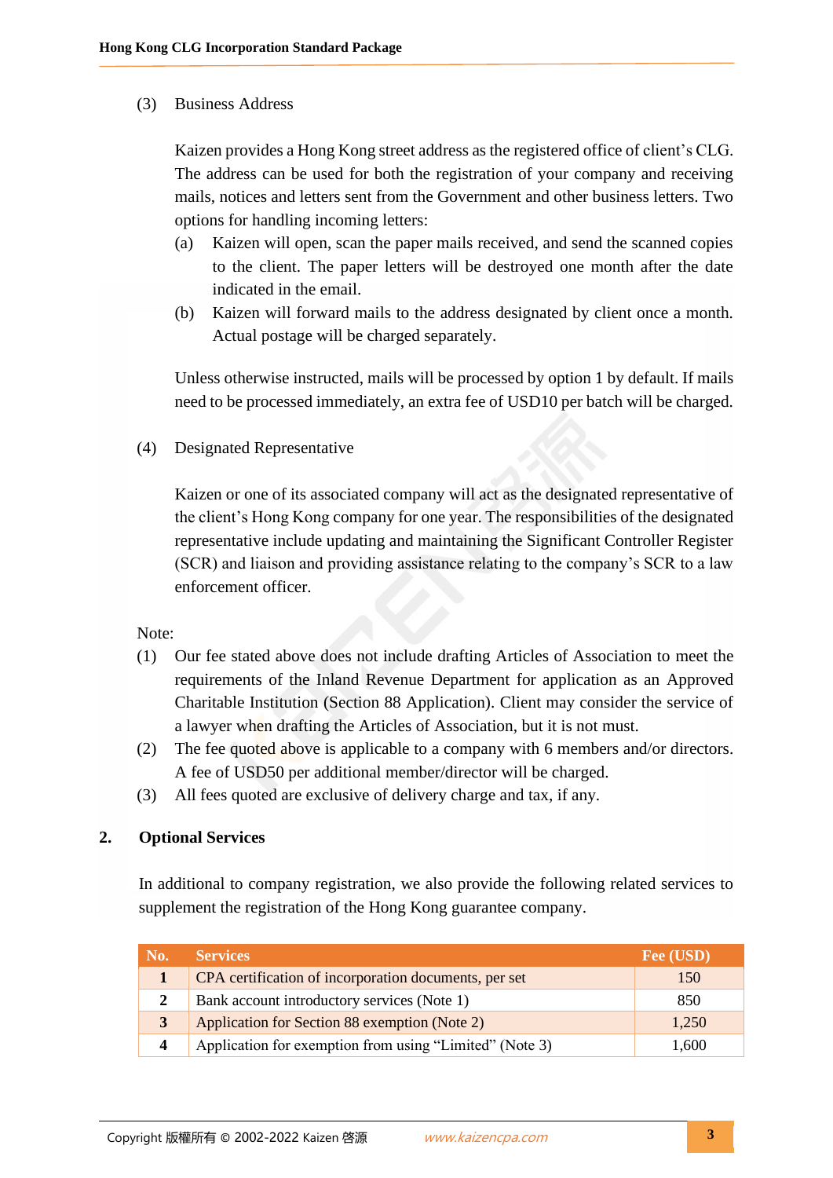(3) Business Address

Kaizen provides a Hong Kong street address as the registered office of client's CLG. The address can be used for both the registration of your company and receiving mails, notices and letters sent from the Government and other business letters. Two options for handling incoming letters:

(a) Kaizen will open, scan the paper mails received, and send the scanned copies to the client. The paper letters will be destroyed one month after the date indicated in the email.

(b) Kaizen will forward mails to the address designated by client once a month. Actual postage will be charged separately.

Unless otherwise instructed, mails will be processed by option 1 by default. If mails need to be processed immediately, an extra fee of USD10 per batch will be charged.

(4) Designated Representative

Kaizen or one of its associated company will act as the designated representative of the client's Hong Kong company for one year. The responsibilities of the designated representative include updating and maintaining the Significant Controller Register (SCR) and liaison and providing assistance relating to the company's SCR to a law enforcement officer.

Note:

(1) Our fee stated above does not include drafting Articles of Association to meet the requirements of the Inland Revenue Department for application as an Approved Charitable Institution (Section 88 Application). Client may consider the service of a lawyer when drafting the Articles of Association, but it is not must.

(2) The fee quoted above is applicable to a company with 6 members and/or directors. A fee of USD50 per additional member/director will be charged.

(3) All fees quoted are exclusive of delivery charge and tax, if any.

## 2. Optional Services

In additional to company registration, we also provide the following related services to supplement the registration of the Hong Kong guarantee company.

| No. | Services | Fee (USD) |
|---|---|---|
| 1 | CPA certification of incorporation documents, per set | 150 |
| 2 | Bank account introductory services (Note 1) | 850 |
| 3 | Application for Section 88 exemption (Note 2) | 1,250 |
| 4 | Application for exemption from using "Limited" (Note 3) | 1,600 |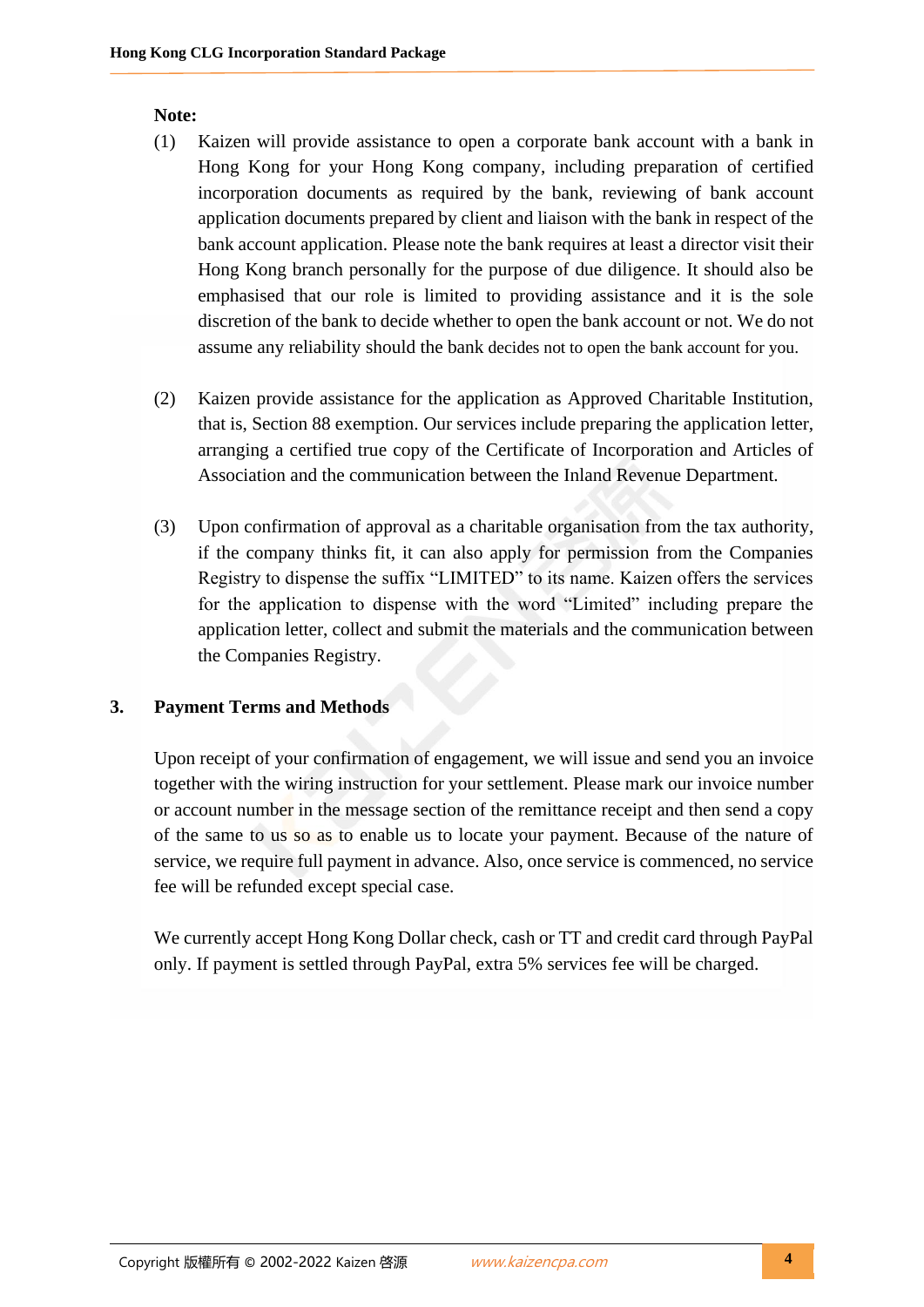**Note:**

(1) Kaizen will provide assistance to open a corporate bank account with a bank in Hong Kong for your Hong Kong company, including preparation of certified incorporation documents as required by the bank, reviewing of bank account application documents prepared by client and liaison with the bank in respect of the bank account application. Please note the bank requires at least a director visit their Hong Kong branch personally for the purpose of due diligence. It should also be emphasised that our role is limited to providing assistance and it is the sole discretion of the bank to decide whether to open the bank account or not. We do not assume any reliability should the bank decides not to open the bank account for you.

(2) Kaizen provide assistance for the application as Approved Charitable Institution, that is, Section 88 exemption. Our services include preparing the application letter, arranging a certified true copy of the Certificate of Incorporation and Articles of Association and the communication between the Inland Revenue Department.

(3) Upon confirmation of approval as a charitable organisation from the tax authority, if the company thinks fit, it can also apply for permission from the Companies Registry to dispense the suffix “LIMITED” to its name. Kaizen offers the services for the application to dispense with the word “Limited” including prepare the application letter, collect and submit the materials and the communication between the Companies Registry.

## 3. Payment Terms and Methods

Upon receipt of your confirmation of engagement, we will issue and send you an invoice together with the wiring instruction for your settlement. Please mark our invoice number or account number in the message section of the remittance receipt and then send a copy of the same to us so as to enable us to locate your payment. Because of the nature of service, we require full payment in advance. Also, once service is commenced, no service fee will be refunded except special case.

We currently accept Hong Kong Dollar check, cash or TT and credit card through PayPal only. If payment is settled through PayPal, extra 5% services fee will be charged.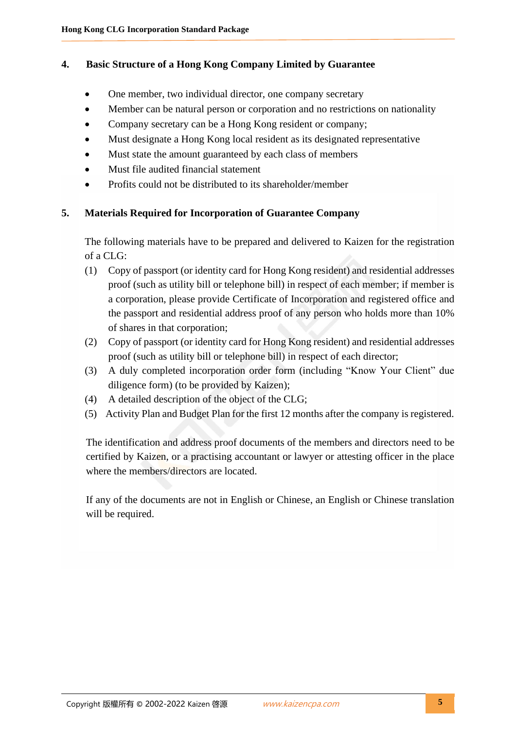## 4. Basic Structure of a Hong Kong Company Limited by Guarantee

- One member, two individual director, one company secretary
- Member can be natural person or corporation and no restrictions on nationality
- Company secretary can be a Hong Kong resident or company;
- Must designate a Hong Kong local resident as its designated representative
- Must state the amount guaranteed by each class of members
- Must file audited financial statement
- Profits could not be distributed to its shareholder/member

## 5. Materials Required for Incorporation of Guarantee Company

The following materials have to be prepared and delivered to Kaizen for the registration of a CLG:

(1) Copy of passport (or identity card for Hong Kong resident) and residential addresses proof (such as utility bill or telephone bill) in respect of each member; if member is a corporation, please provide Certificate of Incorporation and registered office and the passport and residential address proof of any person who holds more than 10% of shares in that corporation;

(2) Copy of passport (or identity card for Hong Kong resident) and residential addresses proof (such as utility bill or telephone bill) in respect of each director;

(3) A duly completed incorporation order form (including "Know Your Client" due diligence form) (to be provided by Kaizen);

(4) A detailed description of the object of the CLG;

(5) Activity Plan and Budget Plan for the first 12 months after the company is registered.

The identification and address proof documents of the members and directors need to be certified by Kaizen, or a practising accountant or lawyer or attesting officer in the place where the members/directors are located.

If any of the documents are not in English or Chinese, an English or Chinese translation will be required.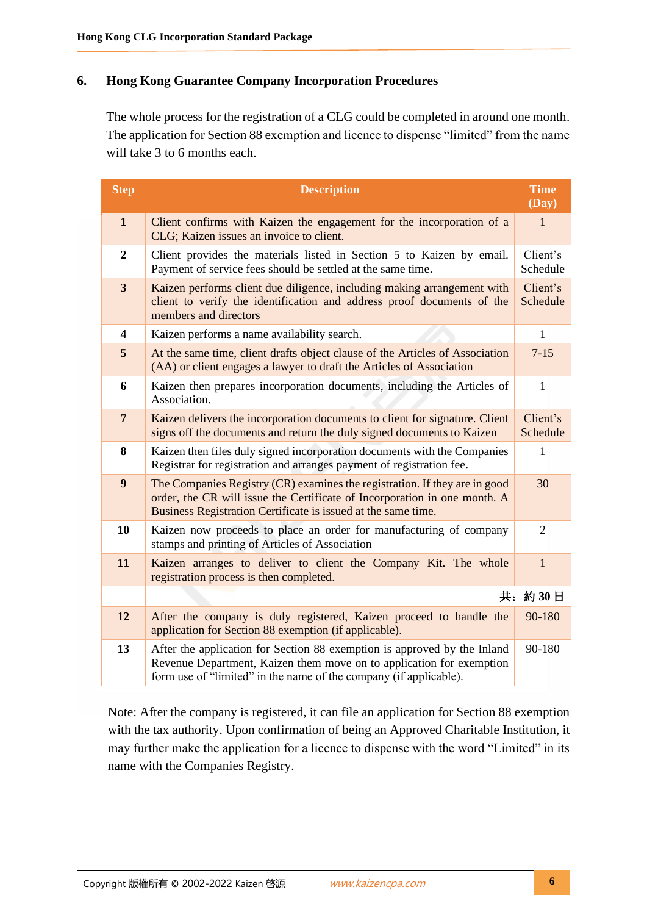## 6. Hong Kong Guarantee Company Incorporation Procedures

The whole process for the registration of a CLG could be completed in around one month. The application for Section 88 exemption and licence to dispense "limited" from the name will take 3 to 6 months each.

| Step | Description | Time (Day) |
|---|---|---|
| **1** | Client confirms with Kaizen the engagement for the incorporation of a CLG; Kaizen issues an invoice to client. | 1 |
| **2** | Client provides the materials listed in Section 5 to Kaizen by email. Payment of service fees should be settled at the same time. | Client's Schedule |
| **3** | Kaizen performs client due diligence, including making arrangement with client to verify the identification and address proof documents of the members and directors | Client's Schedule |
| **4** | Kaizen performs a name availability search. | 1 |
| **5** | At the same time, client drafts object clause of the Articles of Association (AA) or client engages a lawyer to draft the Articles of Association | 7-15 |
| **6** | Kaizen then prepares incorporation documents, including the Articles of Association. | 1 |
| **7** | Kaizen delivers the incorporation documents to client for signature. Client signs off the documents and return the duly signed documents to Kaizen | Client's Schedule |
| **8** | Kaizen then files duly signed incorporation documents with the Companies Registrar for registration and arranges payment of registration fee. | 1 |
| **9** | The Companies Registry (CR) examines the registration. If they are in good order, the CR will issue the Certificate of Incorporation in one month. A Business Registration Certificate is issued at the same time. | 30 |
| **10** | Kaizen now proceeds to place an order for manufacturing of company stamps and printing of Articles of Association | 2 |
| **11** | Kaizen arranges to deliver to client the Company Kit. The whole registration process is then completed. | 1 |
| | | **共：約 30 日** |
| **12** | After the company is duly registered, Kaizen proceed to handle the application for Section 88 exemption (if applicable). | 90-180 |
| **13** | After the application for Section 88 exemption is approved by the Inland Revenue Department, Kaizen them move on to application for exemption form use of "limited" in the name of the company (if applicable). | 90-180 |

Note: After the company is registered, it can file an application for Section 88 exemption with the tax authority. Upon confirmation of being an Approved Charitable Institution, it may further make the application for a licence to dispense with the word "Limited" in its name with the Companies Registry.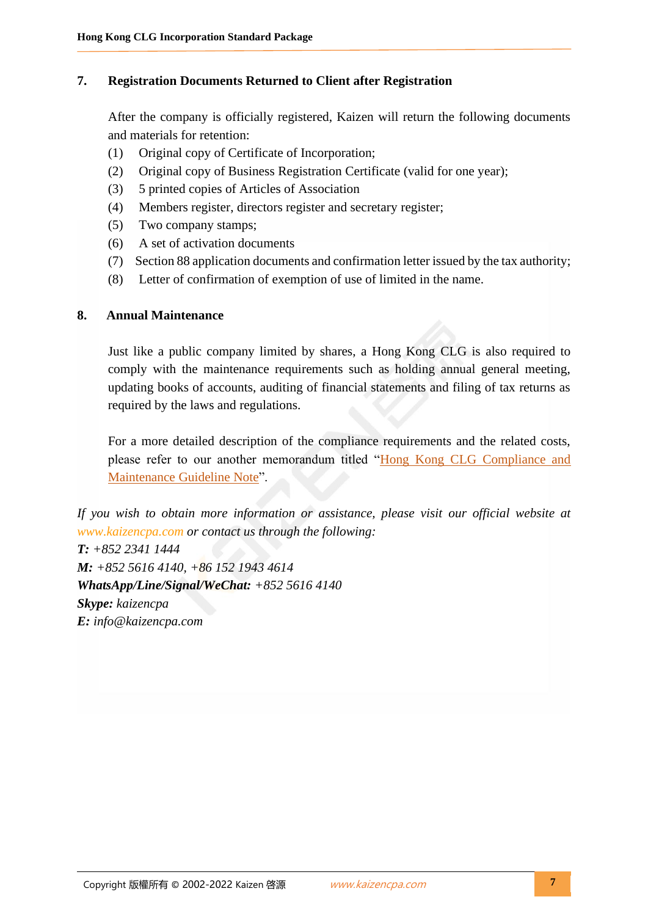## 7. Registration Documents Returned to Client after Registration

After the company is officially registered, Kaizen will return the following documents and materials for retention:

(1) Original copy of Certificate of Incorporation;
(2) Original copy of Business Registration Certificate (valid for one year);
(3) 5 printed copies of Articles of Association
(4) Members register, directors register and secretary register;
(5) Two company stamps;
(6) A set of activation documents
(7) Section 88 application documents and confirmation letter issued by the tax authority;
(8) Letter of confirmation of exemption of use of limited in the name.

## 8. Annual Maintenance

Just like a public company limited by shares, a Hong Kong CLG is also required to comply with the maintenance requirements such as holding annual general meeting, updating books of accounts, auditing of financial statements and filing of tax returns as required by the laws and regulations.

For a more detailed description of the compliance requirements and the related costs, please refer to our another memorandum titled "Hong Kong CLG Compliance and Maintenance Guideline Note".

*If you wish to obtain more information or assistance, please visit our official website at www.kaizencpa.com or contact us through the following:*
***T:*** *+852 2341 1444*
***M:*** *+852 5616 4140, +86 152 1943 4614*
***WhatsApp/Line/Signal/WeChat:*** *+852 5616 4140*
***Skype:*** *kaizencpa*
***E:*** *info@kaizencpa.com*